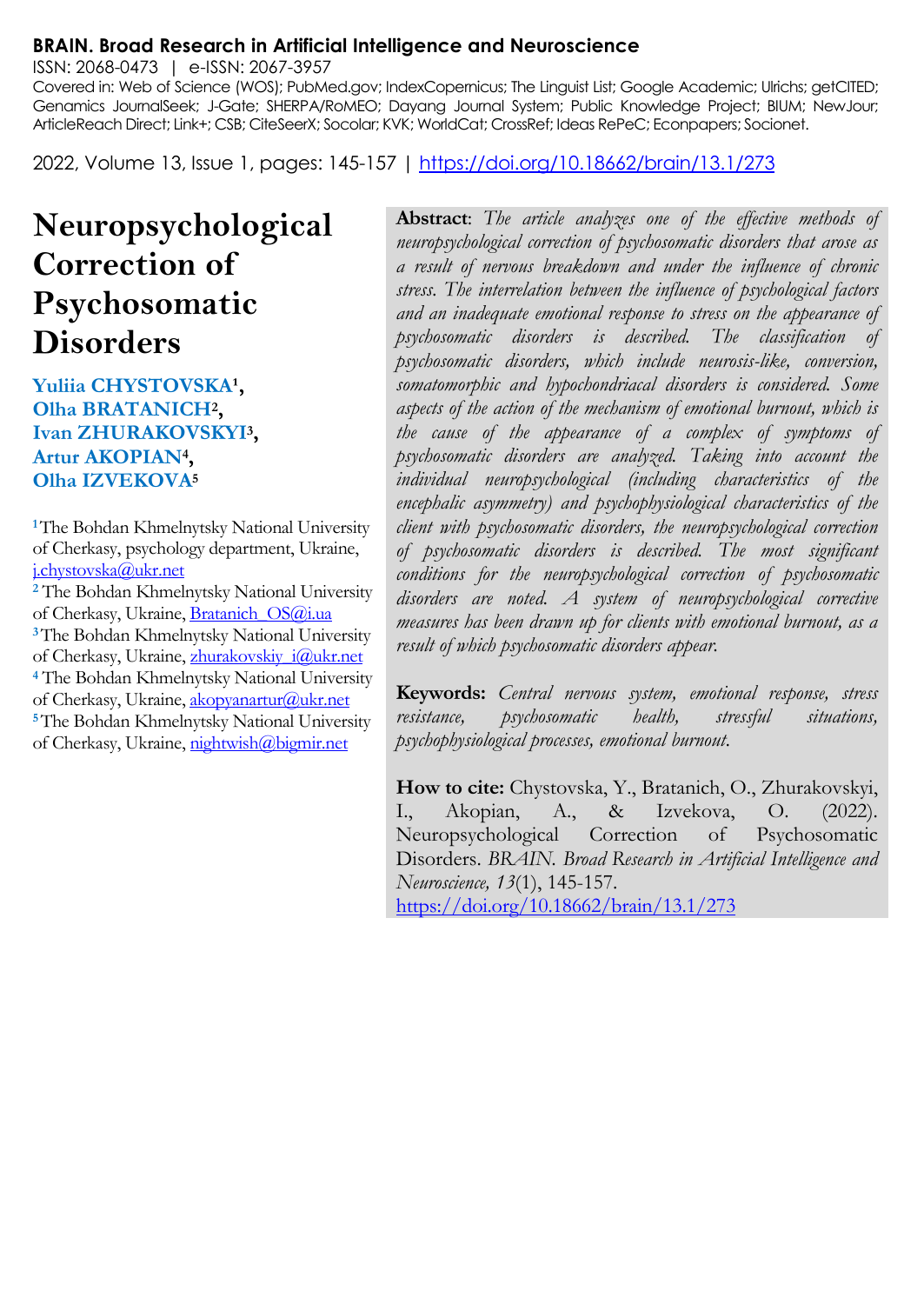**BRAIN. Broad Research in Artificial Intelligence and Neuroscience**
ISSN: 2068-0473 | e-ISSN: 2067-3957
Covered in: Web of Science (WOS); PubMed.gov; IndexCopernicus; The Linguist List; Google Academic; Ulrichs; getCITED; Genamics JournalSeek; J-Gate; SHERPA/RoMEO; Dayang Journal System; Public Knowledge Project; BIUM; NewJour; ArticleReach Direct; Link+; CSB; CiteSeerX; Socolar; KVK; WorldCat; CrossRef; Ideas RePeC; Econpapers; Socionet.

2022, Volume 13, Issue 1, pages: 145-157 | https://doi.org/10.18662/brain/13.1/273

# Neuropsychological Correction of Psychosomatic Disorders

**Yuliia CHYSTOVSKA**[1], **Olha BRATANICH**[2], **Ivan ZHURAKOVSKYI**[3], **Artur AKOPIAN**[4], **Olha IZVEKOVA**[5]

[1] The Bohdan Khmelnytsky National University of Cherkasy, psychology department, Ukraine, j.chystovska@ukr.net
[2] The Bohdan Khmelnytsky National University of Cherkasy, Ukraine, Bratanich_OS@i.ua
[3] The Bohdan Khmelnytsky National University of Cherkasy, Ukraine, zhurakovskiy_i@ukr.net
[4] The Bohdan Khmelnytsky National University of Cherkasy, Ukraine, akopyanartur@ukr.net
[5] The Bohdan Khmelnytsky National University of Cherkasy, Ukraine, nightwish@bigmir.net

**Abstract**: *The article analyzes one of the effective methods of neuropsychological correction of psychosomatic disorders that arose as a result of nervous breakdown and under the influence of chronic stress. The interrelation between the influence of psychological factors and an inadequate emotional response to stress on the appearance of psychosomatic disorders is described. The classification of psychosomatic disorders, which include neurosis-like, conversion, somatomorphic and hypochondriacal disorders is considered. Some aspects of the action of the mechanism of emotional burnout, which is the cause of the appearance of a complex of symptoms of psychosomatic disorders are analyzed. Taking into account the individual neuropsychological (including characteristics of the encephalic asymmetry) and psychophysiological characteristics of the client with psychosomatic disorders, the neuropsychological correction of psychosomatic disorders is described. The most significant conditions for the neuropsychological correction of psychosomatic disorders are noted. A system of neuropsychological corrective measures has been drawn up for clients with emotional burnout, as a result of which psychosomatic disorders appear.*

**Keywords:** *Central nervous system, emotional response, stress resistance, psychosomatic health, stressful situations, psychophysiological processes, emotional burnout.*

**How to cite:** Chystovska, Y., Bratanich, O., Zhurakovskyi, I., Akopian, A., & Izvekova, O. (2022). Neuropsychological Correction of Psychosomatic Disorders. *BRAIN. Broad Research in Artificial Intelligence and Neuroscience, 13*(1), 145-157. https://doi.org/10.18662/brain/13.1/273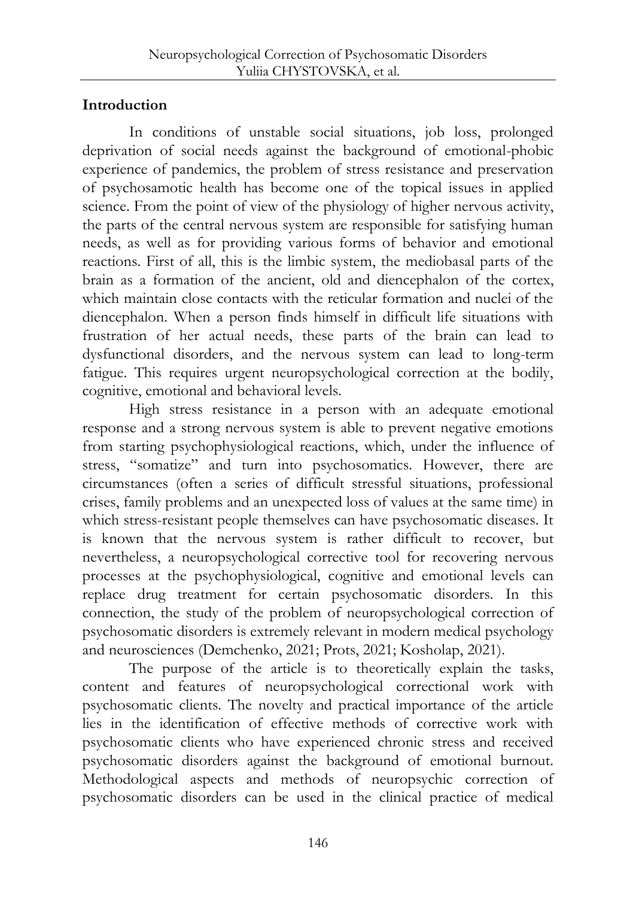## Introduction

In conditions of unstable social situations, job loss, prolonged deprivation of social needs against the background of emotional-phobic experience of pandemics, the problem of stress resistance and preservation of psychosamotic health has become one of the topical issues in applied science. From the point of view of the physiology of higher nervous activity, the parts of the central nervous system are responsible for satisfying human needs, as well as for providing various forms of behavior and emotional reactions. First of all, this is the limbic system, the mediobasal parts of the brain as a formation of the ancient, old and diencephalon of the cortex, which maintain close contacts with the reticular formation and nuclei of the diencephalon. When a person finds himself in difficult life situations with frustration of her actual needs, these parts of the brain can lead to dysfunctional disorders, and the nervous system can lead to long-term fatigue. This requires urgent neuropsychological correction at the bodily, cognitive, emotional and behavioral levels.

High stress resistance in a person with an adequate emotional response and a strong nervous system is able to prevent negative emotions from starting psychophysiological reactions, which, under the influence of stress, "somatize" and turn into psychosomatics. However, there are circumstances (often a series of difficult stressful situations, professional crises, family problems and an unexpected loss of values at the same time) in which stress-resistant people themselves can have psychosomatic diseases. It is known that the nervous system is rather difficult to recover, but nevertheless, a neuropsychological corrective tool for recovering nervous processes at the psychophysiological, cognitive and emotional levels can replace drug treatment for certain psychosomatic disorders. In this connection, the study of the problem of neuropsychological correction of psychosomatic disorders is extremely relevant in modern medical psychology and neurosciences (Demchenko, 2021; Prots, 2021; Kosholap, 2021).

The purpose of the article is to theoretically explain the tasks, content and features of neuropsychological correctional work with psychosomatic clients. The novelty and practical importance of the article lies in the identification of effective methods of corrective work with psychosomatic clients who have experienced chronic stress and received psychosomatic disorders against the background of emotional burnout. Methodological aspects and methods of neuropsychic correction of psychosomatic disorders can be used in the clinical practice of medical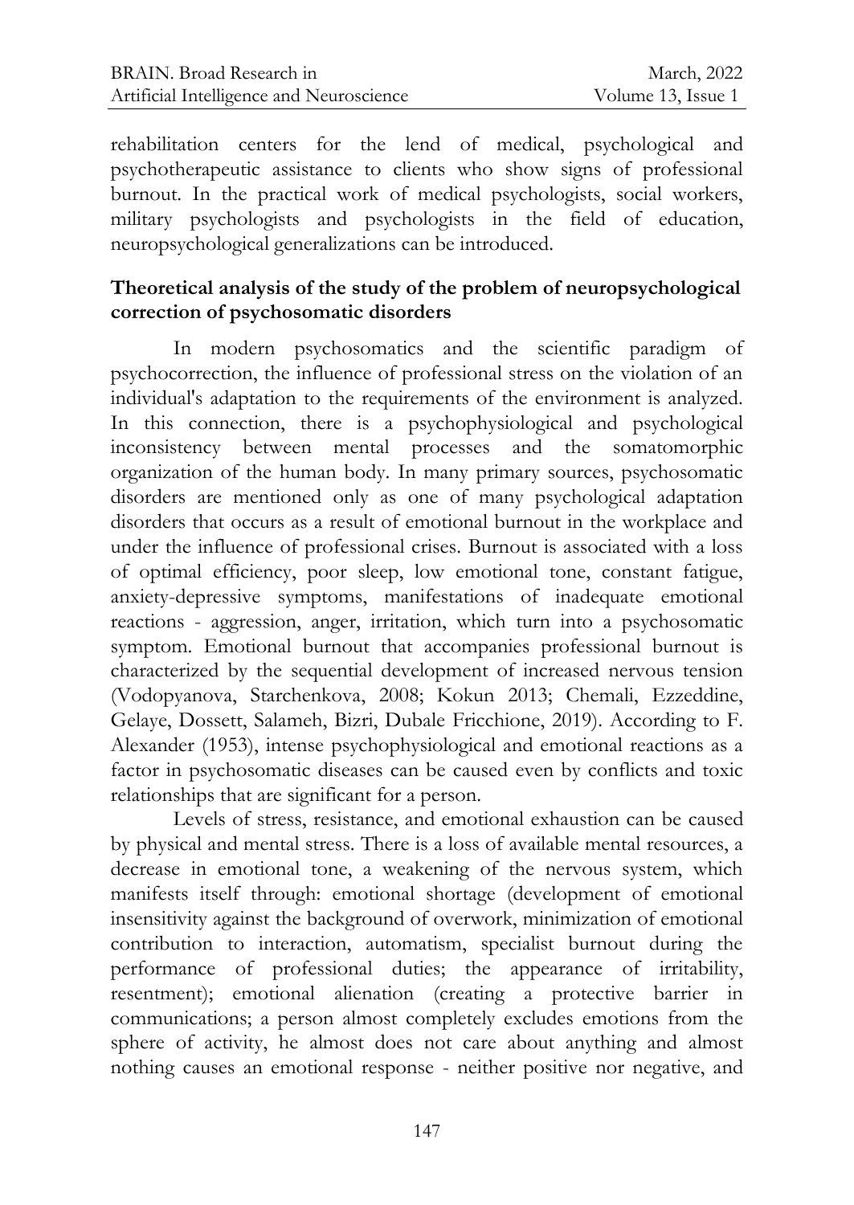rehabilitation centers for the lend of medical, psychological and psychotherapeutic assistance to clients who show signs of professional burnout. In the practical work of medical psychologists, social workers, military psychologists and psychologists in the field of education, neuropsychological generalizations can be introduced.

## Theoretical analysis of the study of the problem of neuropsychological correction of psychosomatic disorders

In modern psychosomatics and the scientific paradigm of psychocorrection, the influence of professional stress on the violation of an individual's adaptation to the requirements of the environment is analyzed. In this connection, there is a psychophysiological and psychological inconsistency between mental processes and the somatomorphic organization of the human body. In many primary sources, psychosomatic disorders are mentioned only as one of many psychological adaptation disorders that occurs as a result of emotional burnout in the workplace and under the influence of professional crises. Burnout is associated with a loss of optimal efficiency, poor sleep, low emotional tone, constant fatigue, anxiety-depressive symptoms, manifestations of inadequate emotional reactions - aggression, anger, irritation, which turn into a psychosomatic symptom. Emotional burnout that accompanies professional burnout is characterized by the sequential development of increased nervous tension (Vodopyanova, Starchenkova, 2008; Kokun 2013; Chemali, Ezzeddine, Gelaye, Dossett, Salameh, Bizri, Dubale Fricchione, 2019). According to F. Alexander (1953), intense psychophysiological and emotional reactions as a factor in psychosomatic diseases can be caused even by conflicts and toxic relationships that are significant for a person.

Levels of stress, resistance, and emotional exhaustion can be caused by physical and mental stress. There is a loss of available mental resources, a decrease in emotional tone, a weakening of the nervous system, which manifests itself through: emotional shortage (development of emotional insensitivity against the background of overwork, minimization of emotional contribution to interaction, automatism, specialist burnout during the performance of professional duties; the appearance of irritability, resentment); emotional alienation (creating a protective barrier in communications; a person almost completely excludes emotions from the sphere of activity, he almost does not care about anything and almost nothing causes an emotional response - neither positive nor negative, and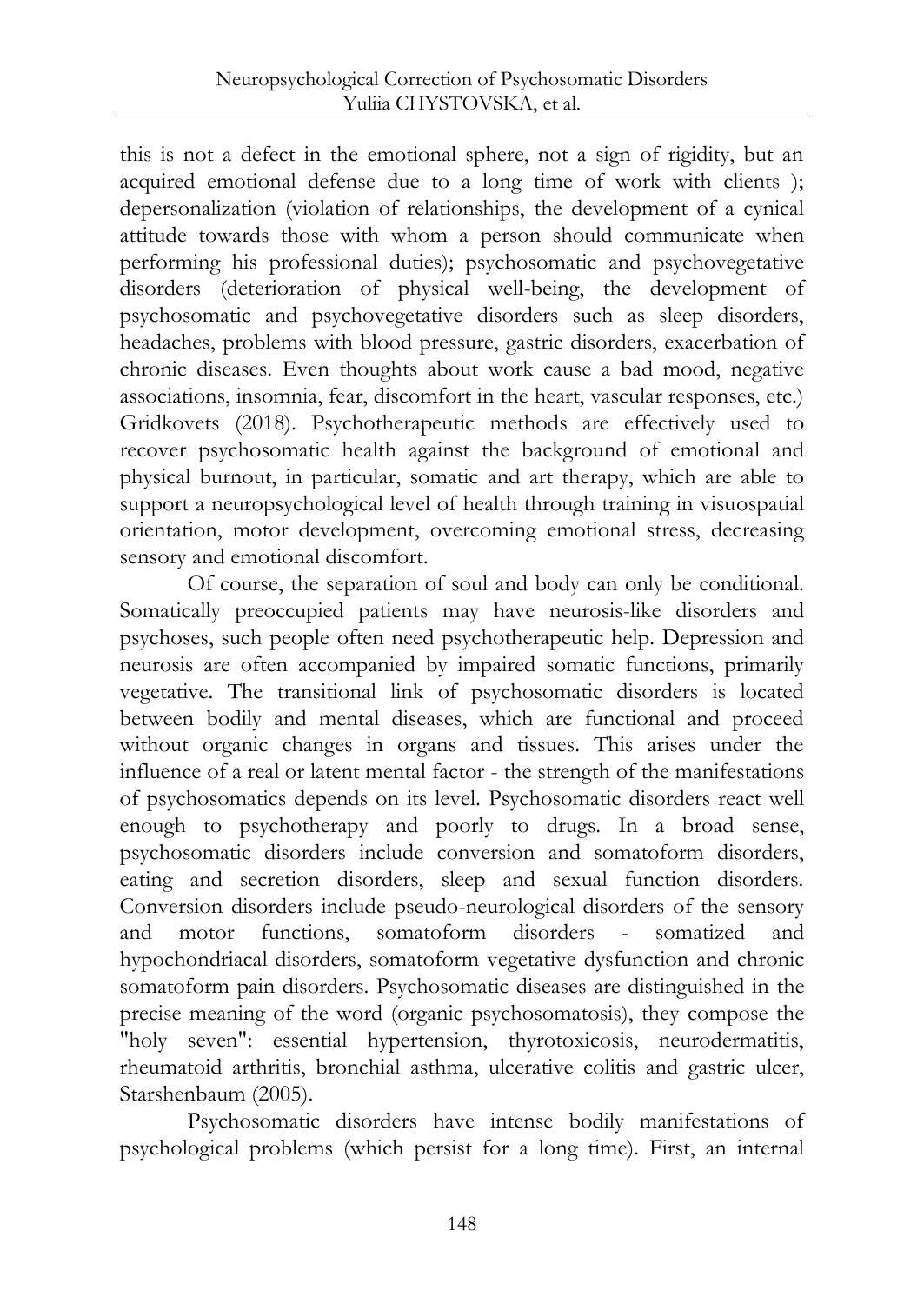this is not a defect in the emotional sphere, not a sign of rigidity, but an acquired emotional defense due to a long time of work with clients ); depersonalization (violation of relationships, the development of a cynical attitude towards those with whom a person should communicate when performing his professional duties); psychosomatic and psychovegetative disorders (deterioration of physical well-being, the development of psychosomatic and psychovegetative disorders such as sleep disorders, headaches, problems with blood pressure, gastric disorders, exacerbation of chronic diseases. Even thoughts about work cause a bad mood, negative associations, insomnia, fear, discomfort in the heart, vascular responses, etc.) Gridkovets (2018). Psychotherapeutic methods are effectively used to recover psychosomatic health against the background of emotional and physical burnout, in particular, somatic and art therapy, which are able to support a neuropsychological level of health through training in visuospatial orientation, motor development, overcoming emotional stress, decreasing sensory and emotional discomfort.

Of course, the separation of soul and body can only be conditional. Somatically preoccupied patients may have neurosis-like disorders and psychoses, such people often need psychotherapeutic help. Depression and neurosis are often accompanied by impaired somatic functions, primarily vegetative. The transitional link of psychosomatic disorders is located between bodily and mental diseases, which are functional and proceed without organic changes in organs and tissues. This arises under the influence of a real or latent mental factor - the strength of the manifestations of psychosomatics depends on its level. Psychosomatic disorders react well enough to psychotherapy and poorly to drugs. In a broad sense, psychosomatic disorders include conversion and somatoform disorders, eating and secretion disorders, sleep and sexual function disorders. Conversion disorders include pseudo-neurological disorders of the sensory and motor functions, somatoform disorders - somatized and hypochondriacal disorders, somatoform vegetative dysfunction and chronic somatoform pain disorders. Psychosomatic diseases are distinguished in the precise meaning of the word (organic psychosomatosis), they compose the "holy seven": essential hypertension, thyrotoxicosis, neurodermatitis, rheumatoid arthritis, bronchial asthma, ulcerative colitis and gastric ulcer, Starshenbaum (2005).

Psychosomatic disorders have intense bodily manifestations of psychological problems (which persist for a long time). First, an internal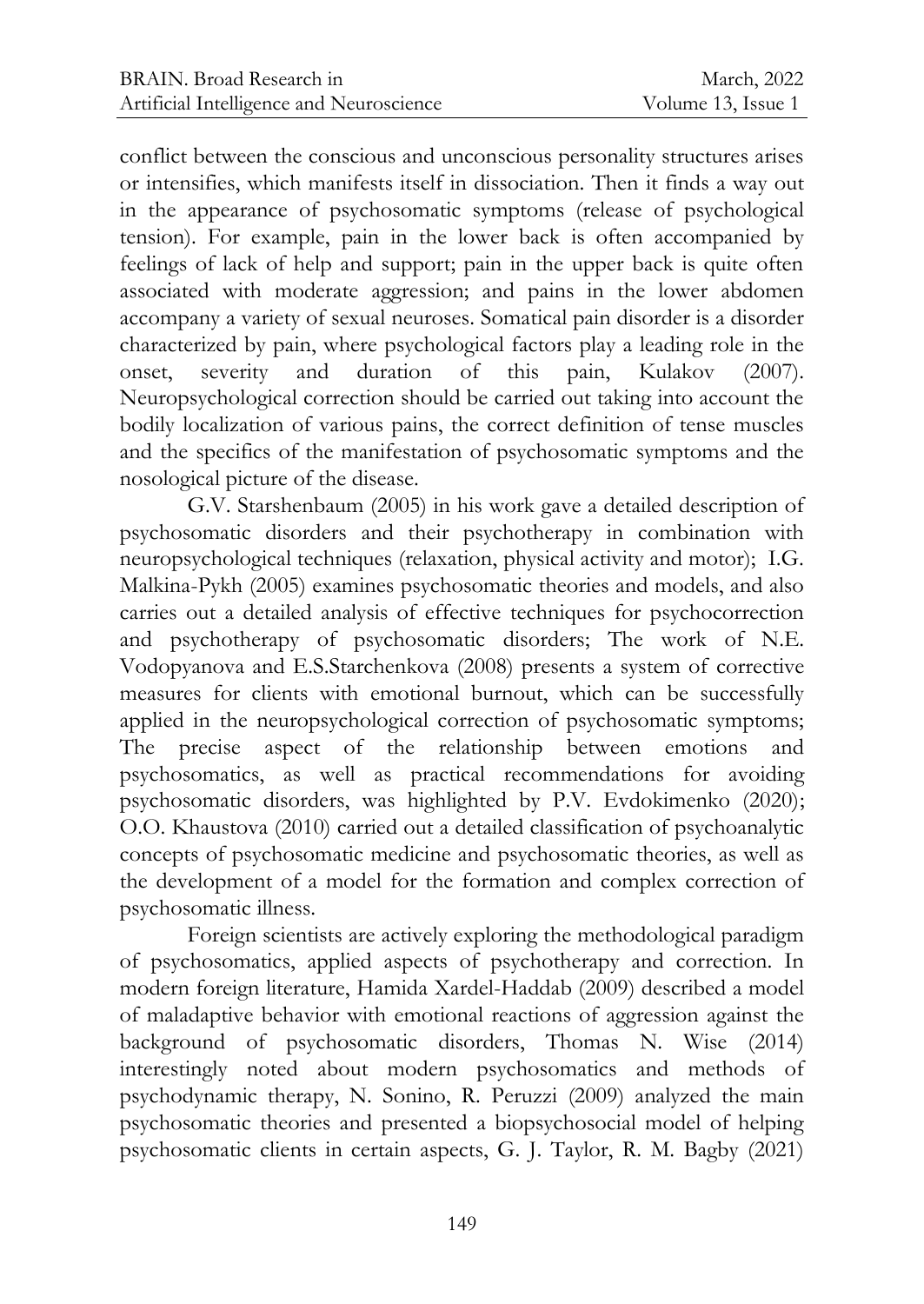conflict between the conscious and unconscious personality structures arises or intensifies, which manifests itself in dissociation. Then it finds a way out in the appearance of psychosomatic symptoms (release of psychological tension). For example, pain in the lower back is often accompanied by feelings of lack of help and support; pain in the upper back is quite often associated with moderate aggression; and pains in the lower abdomen accompany a variety of sexual neuroses. Somatical pain disorder is a disorder characterized by pain, where psychological factors play a leading role in the onset, severity and duration of this pain, Kulakov (2007). Neuropsychological correction should be carried out taking into account the bodily localization of various pains, the correct definition of tense muscles and the specifics of the manifestation of psychosomatic symptoms and the nosological picture of the disease.

G.V. Starshenbaum (2005) in his work gave a detailed description of psychosomatic disorders and their psychotherapy in combination with neuropsychological techniques (relaxation, physical activity and motor); I.G. Malkina-Pykh (2005) examines psychosomatic theories and models, and also carries out a detailed analysis of effective techniques for psychocorrection and psychotherapy of psychosomatic disorders; The work of N.E. Vodopyanova and E.S.Starchenkova (2008) presents a system of corrective measures for clients with emotional burnout, which can be successfully applied in the neuropsychological correction of psychosomatic symptoms; The precise aspect of the relationship between emotions and psychosomatics, as well as practical recommendations for avoiding psychosomatic disorders, was highlighted by P.V. Evdokimenko (2020); O.O. Khaustova (2010) carried out a detailed classification of psychoanalytic concepts of psychosomatic medicine and psychosomatic theories, as well as the development of a model for the formation and complex correction of psychosomatic illness.

Foreign scientists are actively exploring the methodological paradigm of psychosomatics, applied aspects of psychotherapy and correction. In modern foreign literature, Hamida Xardel-Haddab (2009) described a model of maladaptive behavior with emotional reactions of aggression against the background of psychosomatic disorders, Thomas N. Wise (2014) interestingly noted about modern psychosomatics and methods of psychodynamic therapy, N. Sonino, R. Peruzzi (2009) analyzed the main psychosomatic theories and presented a biopsychosocial model of helping psychosomatic clients in certain aspects, G. J. Taylor, R. M. Bagby (2021)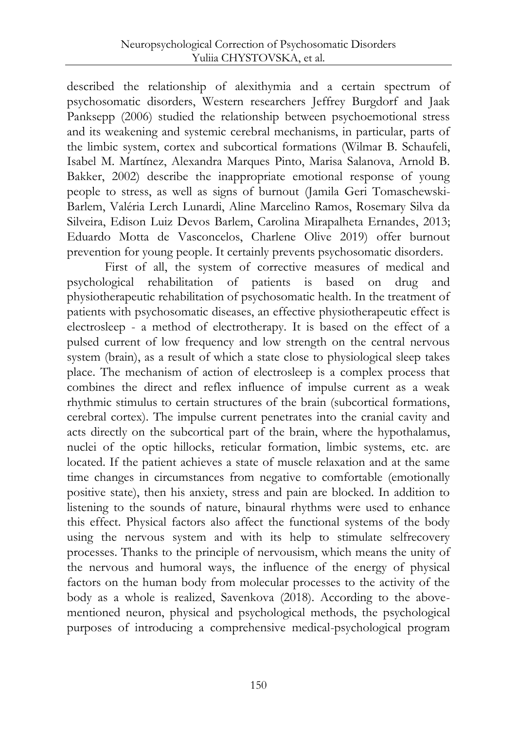described the relationship of alexithymia and a certain spectrum of psychosomatic disorders, Western researchers Jeffrey Burgdorf and Jaak Panksepp (2006) studied the relationship between psychoemotional stress and its weakening and systemic cerebral mechanisms, in particular, parts of the limbic system, cortex and subcortical formations (Wilmar B. Schaufeli, Isabel M. Martínez, Alexandra Marques Pinto, Marisa Salanova, Arnold B. Bakker, 2002) describe the inappropriate emotional response of young people to stress, as well as signs of burnout (Jamila Geri Tomaschewski-Barlem, Valéria Lerch Lunardi, Aline Marcelino Ramos, Rosemary Silva da Silveira, Edison Luiz Devos Barlem, Carolina Mirapalheta Ernandes, 2013; Eduardo Motta de Vasconcelos, Charlene Olive 2019) offer burnout prevention for young people. It certainly prevents psychosomatic disorders.

First of all, the system of corrective measures of medical and psychological rehabilitation of patients is based on drug and physiotherapeutic rehabilitation of psychosomatic health. In the treatment of patients with psychosomatic diseases, an effective physiotherapeutic effect is electrosleep - a method of electrotherapy. It is based on the effect of a pulsed current of low frequency and low strength on the central nervous system (brain), as a result of which a state close to physiological sleep takes place. The mechanism of action of electrosleep is a complex process that combines the direct and reflex influence of impulse current as a weak rhythmic stimulus to certain structures of the brain (subcortical formations, cerebral cortex). The impulse current penetrates into the cranial cavity and acts directly on the subcortical part of the brain, where the hypothalamus, nuclei of the optic hillocks, reticular formation, limbic systems, etc. are located. If the patient achieves a state of muscle relaxation and at the same time changes in circumstances from negative to comfortable (emotionally positive state), then his anxiety, stress and pain are blocked. In addition to listening to the sounds of nature, binaural rhythms were used to enhance this effect. Physical factors also affect the functional systems of the body using the nervous system and with its help to stimulate selfrecovery processes. Thanks to the principle of nervousism, which means the unity of the nervous and humoral ways, the influence of the energy of physical factors on the human body from molecular processes to the activity of the body as a whole is realized, Savenkova (2018). According to the above-mentioned neuron, physical and psychological methods, the psychological purposes of introducing a comprehensive medical-psychological program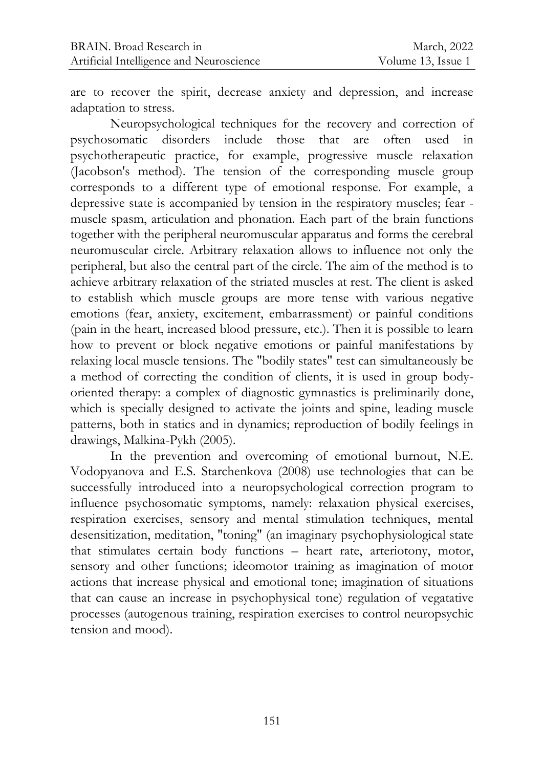are to recover the spirit, decrease anxiety and depression, and increase adaptation to stress.

Neuropsychological techniques for the recovery and correction of psychosomatic disorders include those that are often used in psychotherapeutic practice, for example, progressive muscle relaxation (Jacobson's method). The tension of the corresponding muscle group corresponds to a different type of emotional response. For example, a depressive state is accompanied by tension in the respiratory muscles; fear - muscle spasm, articulation and phonation. Each part of the brain functions together with the peripheral neuromuscular apparatus and forms the cerebral neuromuscular circle. Arbitrary relaxation allows to influence not only the peripheral, but also the central part of the circle. The aim of the method is to achieve arbitrary relaxation of the striated muscles at rest. The client is asked to establish which muscle groups are more tense with various negative emotions (fear, anxiety, excitement, embarrassment) or painful conditions (pain in the heart, increased blood pressure, etc.). Then it is possible to learn how to prevent or block negative emotions or painful manifestations by relaxing local muscle tensions. The "bodily states" test can simultaneously be a method of correcting the condition of clients, it is used in group body-oriented therapy: a complex of diagnostic gymnastics is preliminarily done, which is specially designed to activate the joints and spine, leading muscle patterns, both in statics and in dynamics; reproduction of bodily feelings in drawings, Malkina-Pykh (2005).

In the prevention and overcoming of emotional burnout, N.E. Vodopyanova and E.S. Starchenkova (2008) use technologies that can be successfully introduced into a neuropsychological correction program to influence psychosomatic symptoms, namely: relaxation physical exercises, respiration exercises, sensory and mental stimulation techniques, mental desensitization, meditation, "toning" (an imaginary psychophysiological state that stimulates certain body functions – heart rate, arteriotony, motor, sensory and other functions; ideomotor training as imagination of motor actions that increase physical and emotional tone; imagination of situations that can cause an increase in psychophysical tone) regulation of vegatative processes (autogenous training, respiration exercises to control neuropsychic tension and mood).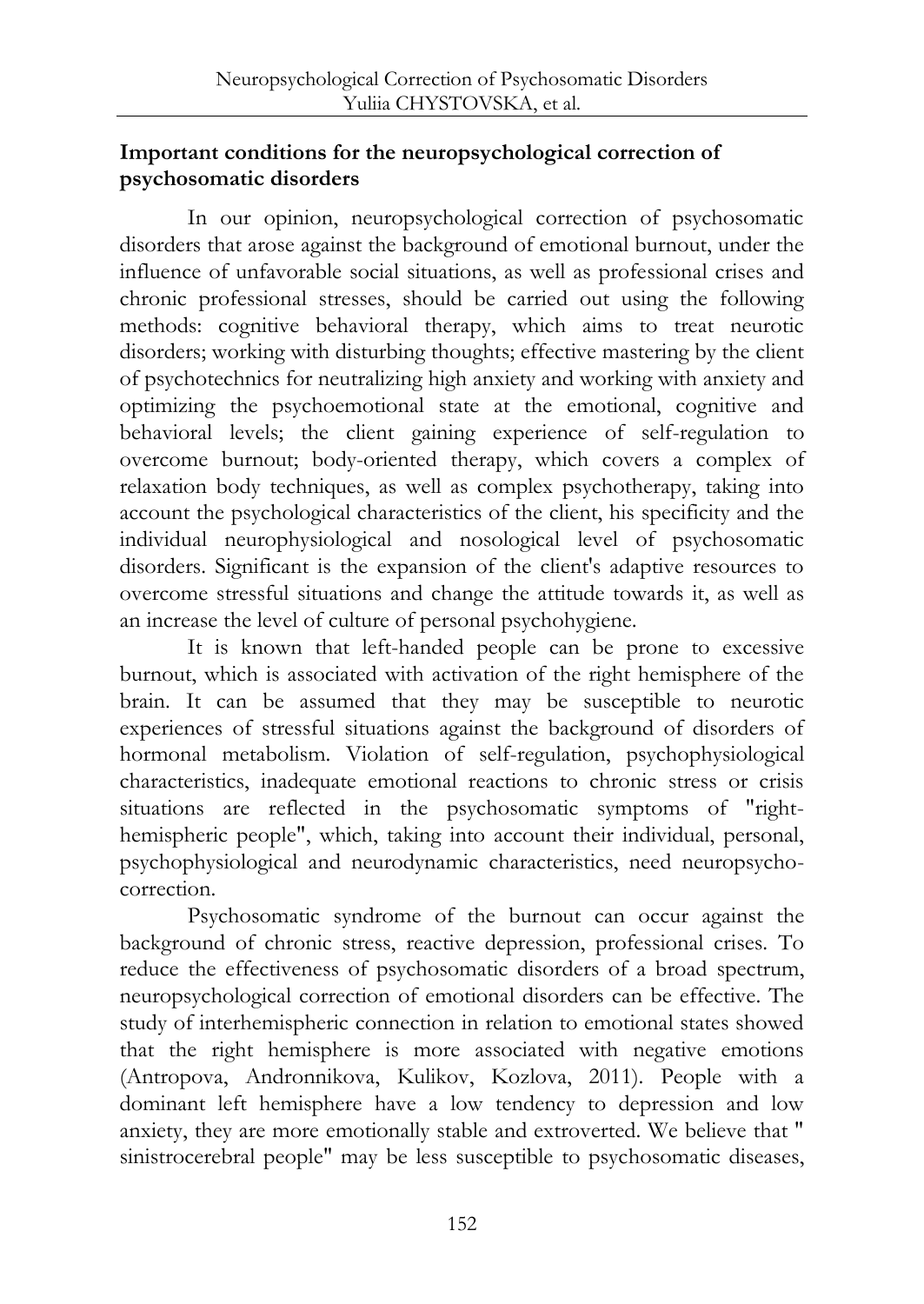### Important conditions for the neuropsychological correction of psychosomatic disorders

In our opinion, neuropsychological correction of psychosomatic disorders that arose against the background of emotional burnout, under the influence of unfavorable social situations, as well as professional crises and chronic professional stresses, should be carried out using the following methods: cognitive behavioral therapy, which aims to treat neurotic disorders; working with disturbing thoughts; effective mastering by the client of psychotechnics for neutralizing high anxiety and working with anxiety and optimizing the psychoemotional state at the emotional, cognitive and behavioral levels; the client gaining experience of self-regulation to overcome burnout; body-oriented therapy, which covers a complex of relaxation body techniques, as well as complex psychotherapy, taking into account the psychological characteristics of the client, his specificity and the individual neurophysiological and nosological level of psychosomatic disorders. Significant is the expansion of the client's adaptive resources to overcome stressful situations and change the attitude towards it, as well as an increase the level of culture of personal psychohygiene.

It is known that left-handed people can be prone to excessive burnout, which is associated with activation of the right hemisphere of the brain. It can be assumed that they may be susceptible to neurotic experiences of stressful situations against the background of disorders of hormonal metabolism. Violation of self-regulation, psychophysiological characteristics, inadequate emotional reactions to chronic stress or crisis situations are reflected in the psychosomatic symptoms of "right-hemispheric people", which, taking into account their individual, personal, psychophysiological and neurodynamic characteristics, need neuropsycho-correction.

Psychosomatic syndrome of the burnout can occur against the background of chronic stress, reactive depression, professional crises. To reduce the effectiveness of psychosomatic disorders of a broad spectrum, neuropsychological correction of emotional disorders can be effective. The study of interhemispheric connection in relation to emotional states showed that the right hemisphere is more associated with negative emotions (Antropova, Andronnikova, Kulikov, Kozlova, 2011). People with a dominant left hemisphere have a low tendency to depression and low anxiety, they are more emotionally stable and extroverted. We believe that " sinistrocerebral people" may be less susceptible to psychosomatic diseases,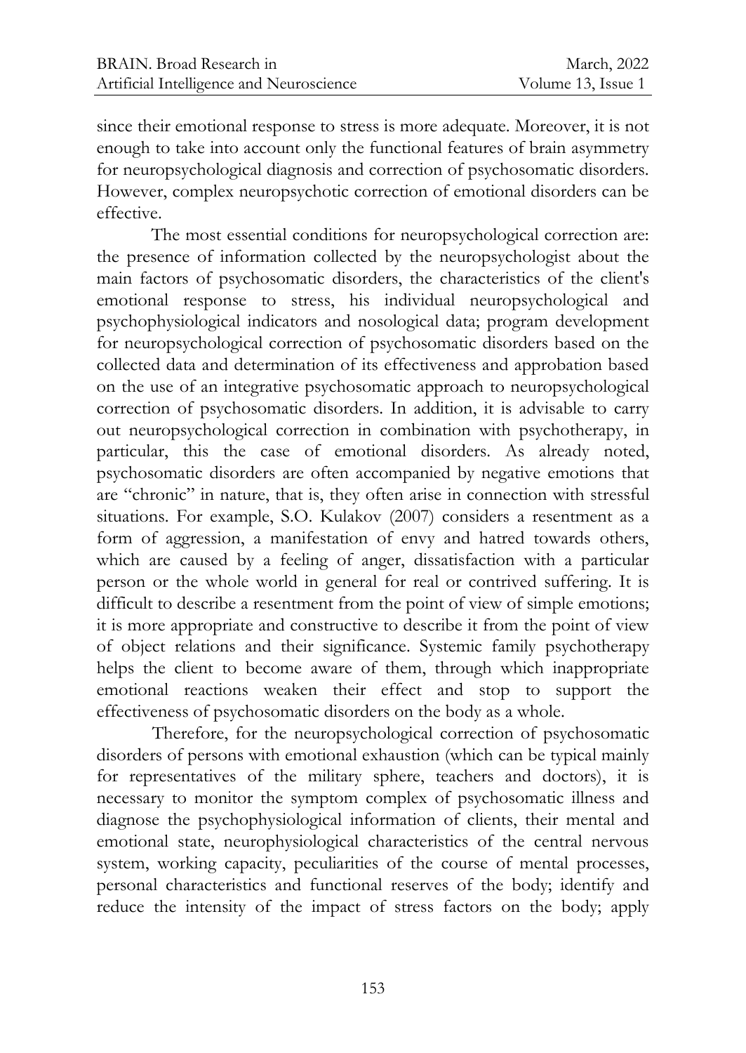since their emotional response to stress is more adequate. Moreover, it is not enough to take into account only the functional features of brain asymmetry for neuropsychological diagnosis and correction of psychosomatic disorders. However, complex neuropsychotic correction of emotional disorders can be effective.

The most essential conditions for neuropsychological correction are: the presence of information collected by the neuropsychologist about the main factors of psychosomatic disorders, the characteristics of the client's emotional response to stress, his individual neuropsychological and psychophysiological indicators and nosological data; program development for neuropsychological correction of psychosomatic disorders based on the collected data and determination of its effectiveness and approbation based on the use of an integrative psychosomatic approach to neuropsychological correction of psychosomatic disorders. In addition, it is advisable to carry out neuropsychological correction in combination with psychotherapy, in particular, this the case of emotional disorders. As already noted, psychosomatic disorders are often accompanied by negative emotions that are "chronic" in nature, that is, they often arise in connection with stressful situations. For example, S.O. Kulakov (2007) considers a resentment as a form of aggression, a manifestation of envy and hatred towards others, which are caused by a feeling of anger, dissatisfaction with a particular person or the whole world in general for real or contrived suffering. It is difficult to describe a resentment from the point of view of simple emotions; it is more appropriate and constructive to describe it from the point of view of object relations and their significance. Systemic family psychotherapy helps the client to become aware of them, through which inappropriate emotional reactions weaken their effect and stop to support the effectiveness of psychosomatic disorders on the body as a whole.

Therefore, for the neuropsychological correction of psychosomatic disorders of persons with emotional exhaustion (which can be typical mainly for representatives of the military sphere, teachers and doctors), it is necessary to monitor the symptom complex of psychosomatic illness and diagnose the psychophysiological information of clients, their mental and emotional state, neurophysiological characteristics of the central nervous system, working capacity, peculiarities of the course of mental processes, personal characteristics and functional reserves of the body; identify and reduce the intensity of the impact of stress factors on the body; apply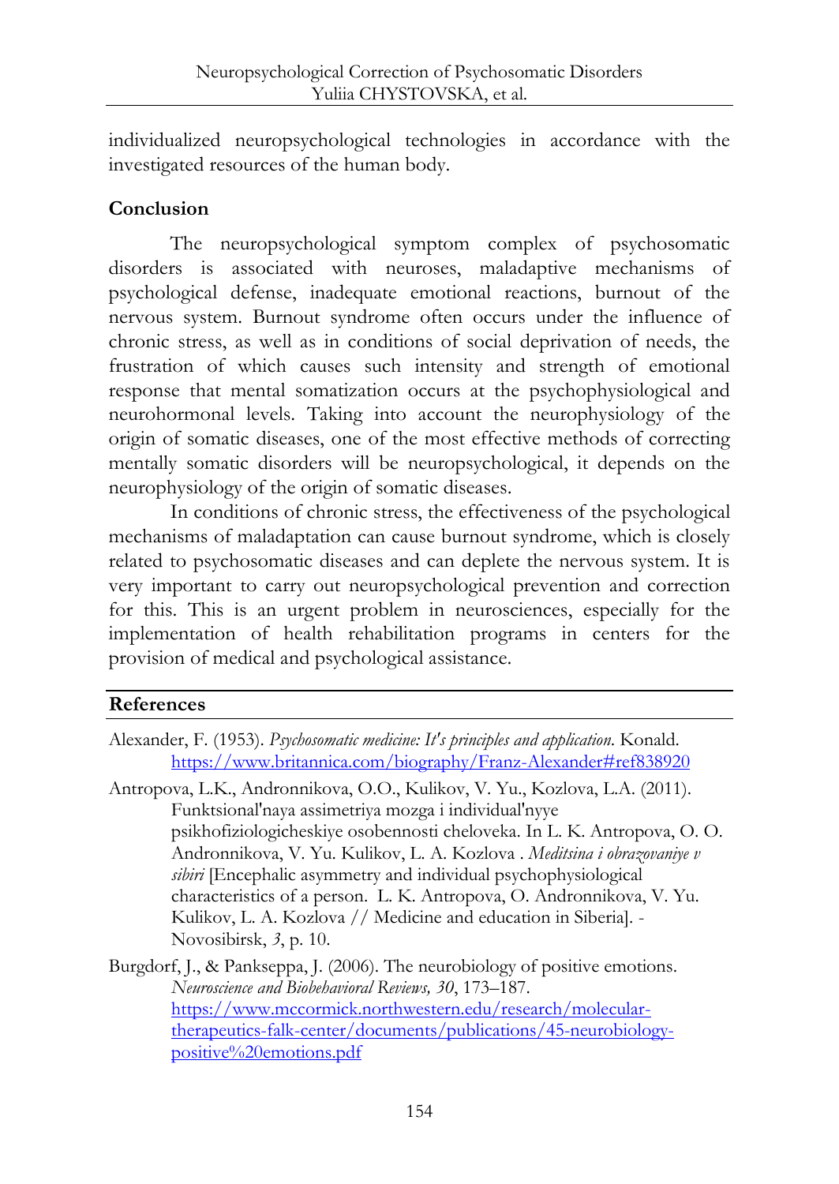individualized neuropsychological technologies in accordance with the investigated resources of the human body.

## Conclusion

The neuropsychological symptom complex of psychosomatic disorders is associated with neuroses, maladaptive mechanisms of psychological defense, inadequate emotional reactions, burnout of the nervous system. Burnout syndrome often occurs under the influence of chronic stress, as well as in conditions of social deprivation of needs, the frustration of which causes such intensity and strength of emotional response that mental somatization occurs at the psychophysiological and neurohormonal levels. Taking into account the neurophysiology of the origin of somatic diseases, one of the most effective methods of correcting mentally somatic disorders will be neuropsychological, it depends on the neurophysiology of the origin of somatic diseases.

In conditions of chronic stress, the effectiveness of the psychological mechanisms of maladaptation can cause burnout syndrome, which is closely related to psychosomatic diseases and can deplete the nervous system. It is very important to carry out neuropsychological prevention and correction for this. This is an urgent problem in neurosciences, especially for the implementation of health rehabilitation programs in centers for the provision of medical and psychological assistance.

## References

Alexander, F. (1953). *Psychosomatic medicine: It's principles and application*. Konald. https://www.britannica.com/biography/Franz-Alexander#ref838920

Antropova, L.K., Andronnikova, O.O., Kulikov, V. Yu., Kozlova, L.A. (2011). Funktsional'naya assimetriya mozga i individual'nyye psikhofiziologicheskiye osobennosti cheloveka. In L. K. Antropova, O. O. Andronnikova, V. Yu. Kulikov, L. A. Kozlova . *Meditsina i obrazovaniye v sibiri* [Encephalic asymmetry and individual psychophysiological characteristics of a person. L. K. Antropova, O. Andronnikova, V. Yu. Kulikov, L. A. Kozlova // Medicine and education in Siberia]. - Novosibirsk, *3*, p. 10.

Burgdorf, J., & Panksеppa, J. (2006). The neurobiology of positive emotions. *Neuroscience and Biobehavioral Reviews, 30*, 173–187. https://www.mccormick.northwestern.edu/research/molecular-therapeutics-falk-center/documents/publications/45-neurobiology-positive%20emotions.pdf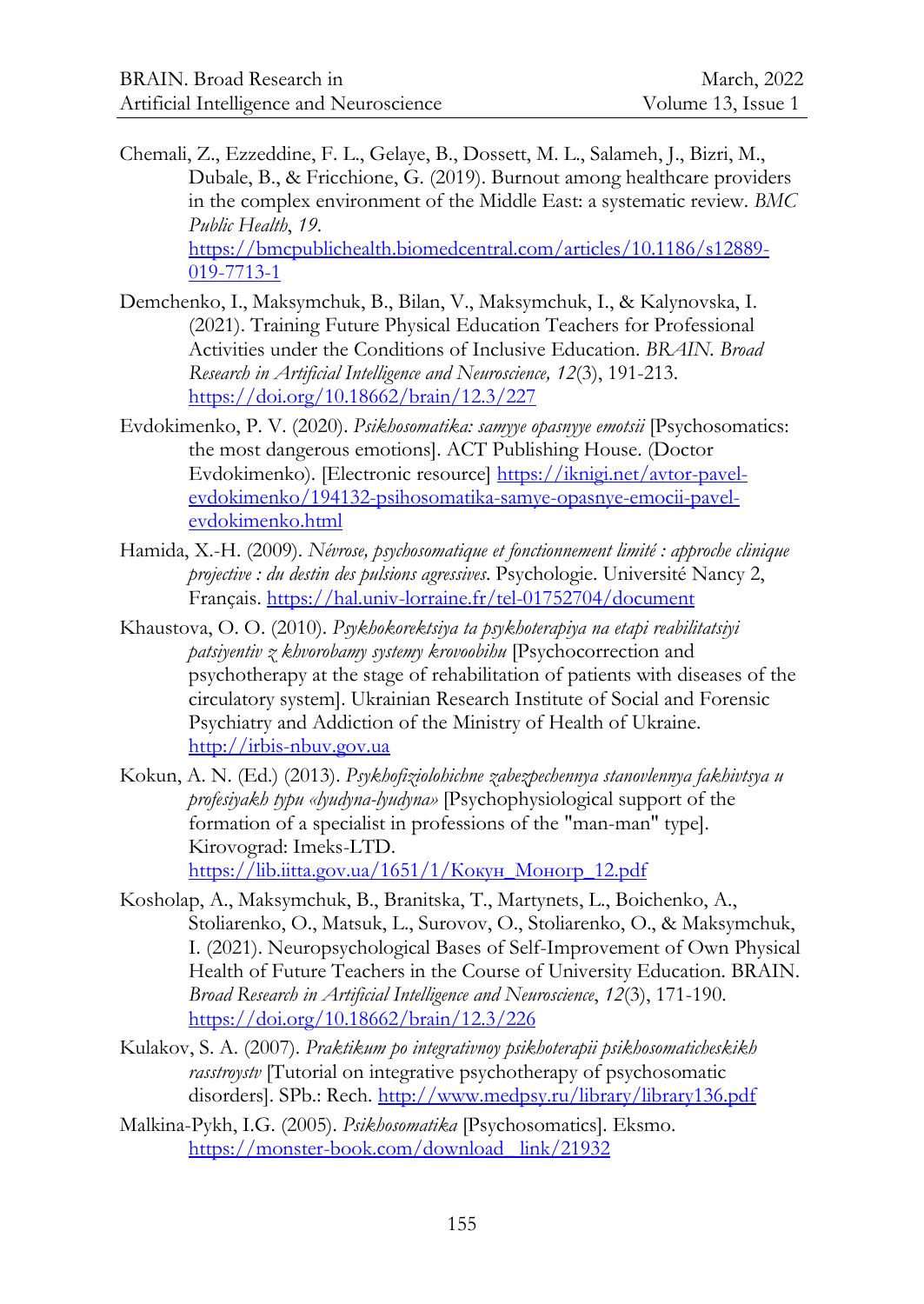Chemali, Z., Ezzeddine, F. L., Gelaye, B., Dossett, M. L., Salameh, J., Bizri, M., Dubale, B., & Fricchione, G. (2019). Burnout among healthcare providers in the complex environment of the Middle East: a systematic review. *BMC Public Health*, *19*. https://bmcpublichealth.biomedcentral.com/articles/10.1186/s12889-019-7713-1

Demchenko, I., Maksymchuk, B., Bilan, V., Maksymchuk, I., & Kalynovska, I. (2021). Training Future Physical Education Teachers for Professional Activities under the Conditions of Inclusive Education. *BRAIN. Broad Research in Artificial Intelligence and Neuroscience, 12*(3), 191-213. https://doi.org/10.18662/brain/12.3/227

Evdokimenko, P. V. (2020). *Psikhosomatika: samyye opasnyye emotsii* [Psychosomatics: the most dangerous emotions]. ACT Publishing House. (Doctor Evdokimenko). [Electronic resource] https://iknigi.net/avtor-pavel-evdokimenko/194132-psihosomatika-samye-opasnye-emocii-pavel-evdokimenko.html

Hamida, X.-H. (2009). *Névrose, psychosomatique et fonctionnement limité : approche clinique projective : du destin des pulsions agressives*. Psychologie. Université Nancy 2, Français. https://hal.univ-lorraine.fr/tel-01752704/document

Khaustova, O. O. (2010). *Psykhokorektsiya ta psykhoterapiya na etapi reabilitatsiyi patsiyentiv z khvorobamy systemy krovoobihu* [Psychocorrection and psychotherapy at the stage of rehabilitation of patients with diseases of the circulatory system]. Ukrainian Research Institute of Social and Forensic Psychiatry and Addiction of the Ministry of Health of Ukraine. http://irbis-nbuv.gov.ua

Kokun, A. N. (Ed.) (2013). *Psykhofiziolohichne zabezpechennya stanovlennya fakhivtsya u profesiyakh typu «lyudyna-lyudyna»* [Psychophysiological support of the formation of a specialist in professions of the "man-man" type]. Kirovograd: Imeks-LTD. https://lib.iitta.gov.ua/1651/1/Кокун_Моногр_12.pdf

Kosholap, A., Maksymchuk, B., Branitska, T., Martynets, L., Boichenko, A., Stoliarenko, O., Matsuk, L., Surovov, O., Stoliarenko, O., & Maksymchuk, I. (2021). Neuropsychological Bases of Self-Improvement of Own Physical Health of Future Teachers in the Course of University Education. BRAIN. *Broad Research in Artificial Intelligence and Neuroscience*, *12*(3), 171-190. https://doi.org/10.18662/brain/12.3/226

Kulakov, S. A. (2007). *Praktikum po integrativnoy psikhoterapii psikhosomaticheskikh rasstroystv* [Tutorial on integrative psychotherapy of psychosomatic disorders]. SPb.: Rech. http://www.medpsy.ru/library/library136.pdf

Malkina-Pykh, I.G. (2005). *Psikhosomatika* [Psychosomatics]. Eksmo. https://monster-book.com/download_link/21932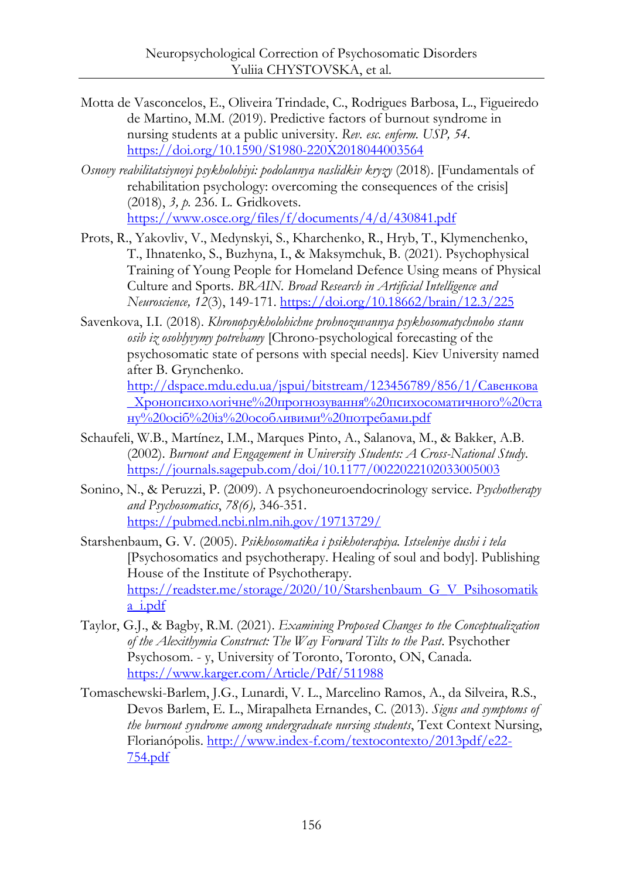Motta de Vasconcelos, E., Oliveira Trindade, C., Rodrigues Barbosa, L., Figueiredo de Martino, M.M. (2019). Predictive factors of burnout syndrome in nursing students at a public university. *Rev. esc. enferm. USP, 54*. https://doi.org/10.1590/S1980-220X2018044003564

*Osnovy reabilitatsiynoyi psykholohiyi: podolannya naslidkiv kryzy* (2018). [Fundamentals of rehabilitation psychology: overcoming the consequences of the crisis] (2018), *3, p.* 236. L. Gridkovets. https://www.osce.org/files/f/documents/4/d/430841.pdf

Prots, R., Yakovliv, V., Medynskyi, S., Kharchenko, R., Hryb, T., Klymenchenko, T., Ihnatenko, S., Buzhyna, I., & Maksymchuk, B. (2021). Psychophysical Training of Young People for Homeland Defence Using means of Physical Culture and Sports. *BRAIN. Broad Research in Artificial Intelligence and Neuroscience, 12*(3), 149-171. https://doi.org/10.18662/brain/12.3/225

Savenkova, I.I. (2018). *Khronopsykholohichne prohnozuvannya psykhosomatychnoho stanu osib iz osoblyvymy potrebamy* [Chrono-psychological forecasting of the psychosomatic state of persons with special needs]. Kiev University named after B. Grynchenko. http://dspace.mdu.edu.ua/jspui/bitstream/123456789/856/1/Савенкова_Хронопсихологічне%20прогнозування%20психосоматичного%20стану%20осіб%20із%20особливими%20потребами.pdf

Schaufeli, W.B., Martínez, I.M., Marques Pinto, A., Salanova, M., & Bakker, A.B. (2002). *Burnout and Engagement in University Students: A Cross-National Study*. https://journals.sagepub.com/doi/10.1177/0022022102033005003

Sonino, N., & Peruzzi, P. (2009). A psychoneuroendocrinology service. *Psychotherapy and Psychosomatics*, *78(6),* 346-351. https://pubmed.ncbi.nlm.nih.gov/19713729/

Starshenbaum, G. V. (2005). *Psikhosomatika i psikhoterapiya. Istseleniye dushi i tela* [Psychosomatics and psychotherapy. Healing of soul and body]. Publishing House of the Institute of Psychotherapy. https://readster.me/storage/2020/10/Starshenbaum_G_V_Psihosomatika_i.pdf

Taylor, G.J., & Bagby, R.M. (2021). *Examining Proposed Changes to the Conceptualization of the Alexithymia Construct: The Way Forward Tilts to the Past*. Psychother Psychosom. - y, University of Toronto, Toronto, ON, Canada. https://www.karger.com/Article/Pdf/511988

Tomaschewski-Barlem, J.G., Lunardi, V. L., Marcelino Ramos, A., da Silveira, R.S., Devos Barlem, E. L., Mirapalheta Ernandes, C. (2013). *Signs and symptoms of the burnout syndrome among undergraduate nursing students*, Text Context Nursing, Florianópolis. http://www.index-f.com/textocontexto/2013pdf/e22-754.pdf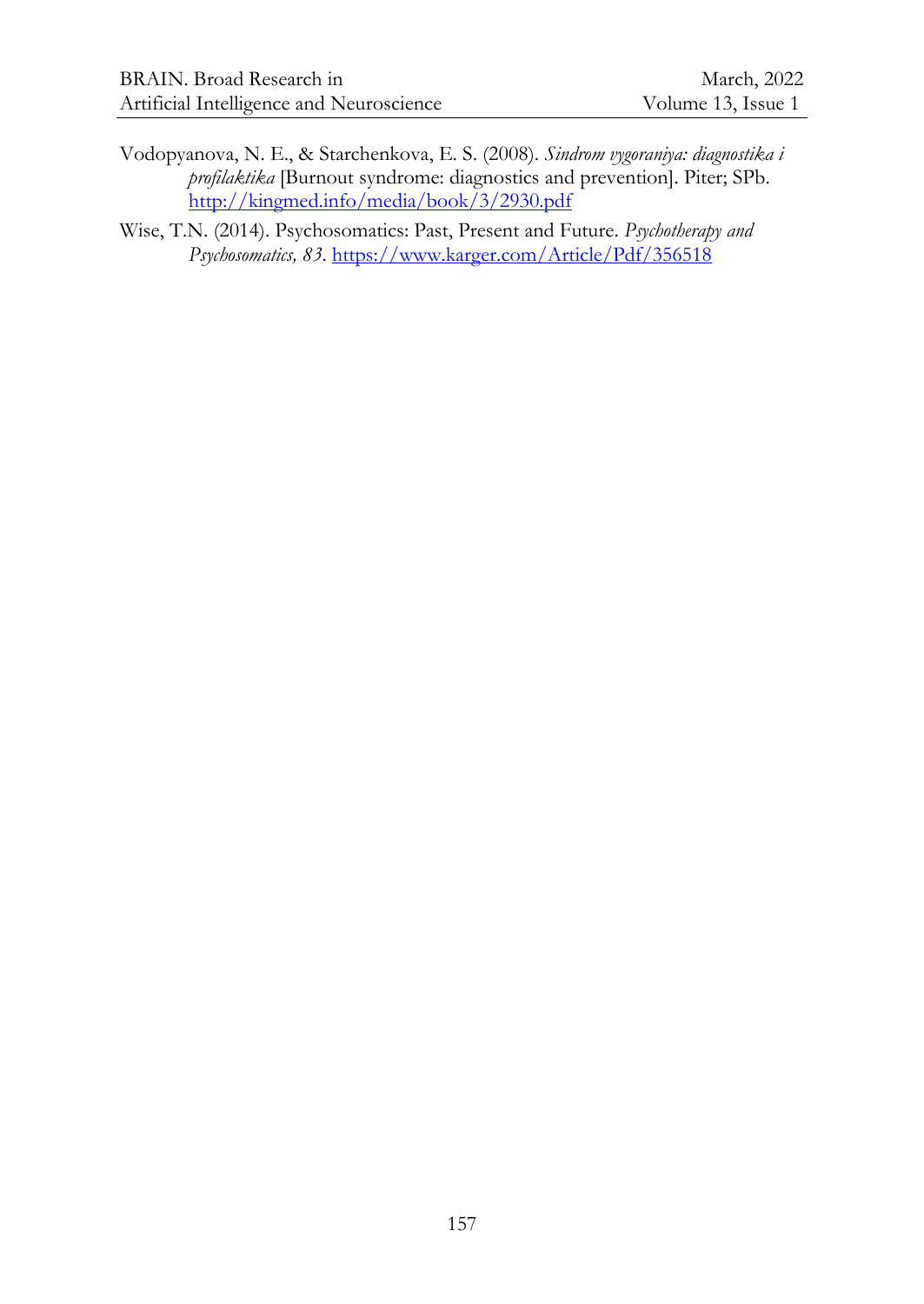Vodopyanova, N. E., & Starchenkova, E. S. (2008). *Sindrom vygoraniya: diagnostika i profilaktika* [Burnout syndrome: diagnostics and prevention]. Piter; SPb. http://kingmed.info/media/book/3/2930.pdf

Wise, T.N. (2014). Psychosomatics: Past, Present and Future. *Psychotherapy and Psychosomatics, 83*. https://www.karger.com/Article/Pdf/356518